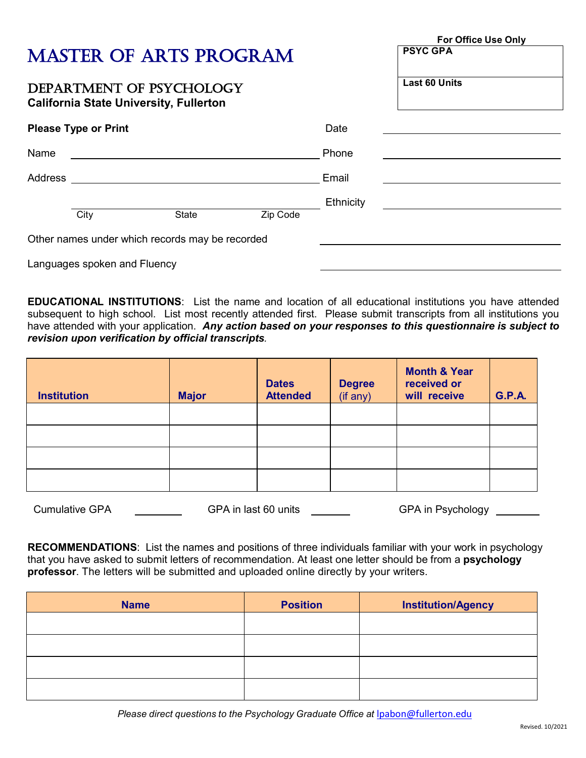# MASTER OF ARTS PROGRAM

## DEPARTMENT OF PSYCHOLOGY

**California State University, Fullerton**

| For Office Use Only |
|---|
| **PSYC GPA** |
| **Last 60 Units** |

**Please Type or Print**

Date ______________________

Name ______________________ Phone ______________________

Address ______________________ Email ______________________

______________________ Ethnicity ______________________

City State Zip Code

Other names under which records may be recorded ______________________

Languages spoken and Fluency ______________________

**EDUCATIONAL INSTITUTIONS**: List the name and location of all educational institutions you have attended subsequent to high school. List most recently attended first. Please submit transcripts from all institutions you have attended with your application. ***Any action based on your responses to this questionnaire is subject to revision upon verification by official transcripts***.

| Institution | Major | Dates Attended | Degree (if any) | Month & Year received or will receive | G.P.A. |
|---|---|---|---|---|---|
| | | | | | |
| | | | | | |
| | | | | | |
| | | | | | |

Cumulative GPA ________ GPA in last 60 units ________ GPA in Psychology ________

**RECOMMENDATIONS**: List the names and positions of three individuals familiar with your work in psychology that you have asked to submit letters of recommendation. At least one letter should be from a **psychology professor**. The letters will be submitted and uploaded online directly by your writers.

| Name | Position | Institution/Agency |
|---|---|---|
| | | |
| | | |
| | | |
| | | |

*Please direct questions to the Psychology Graduate Office at lpabon@fullerton.edu*

Revised. 10/2021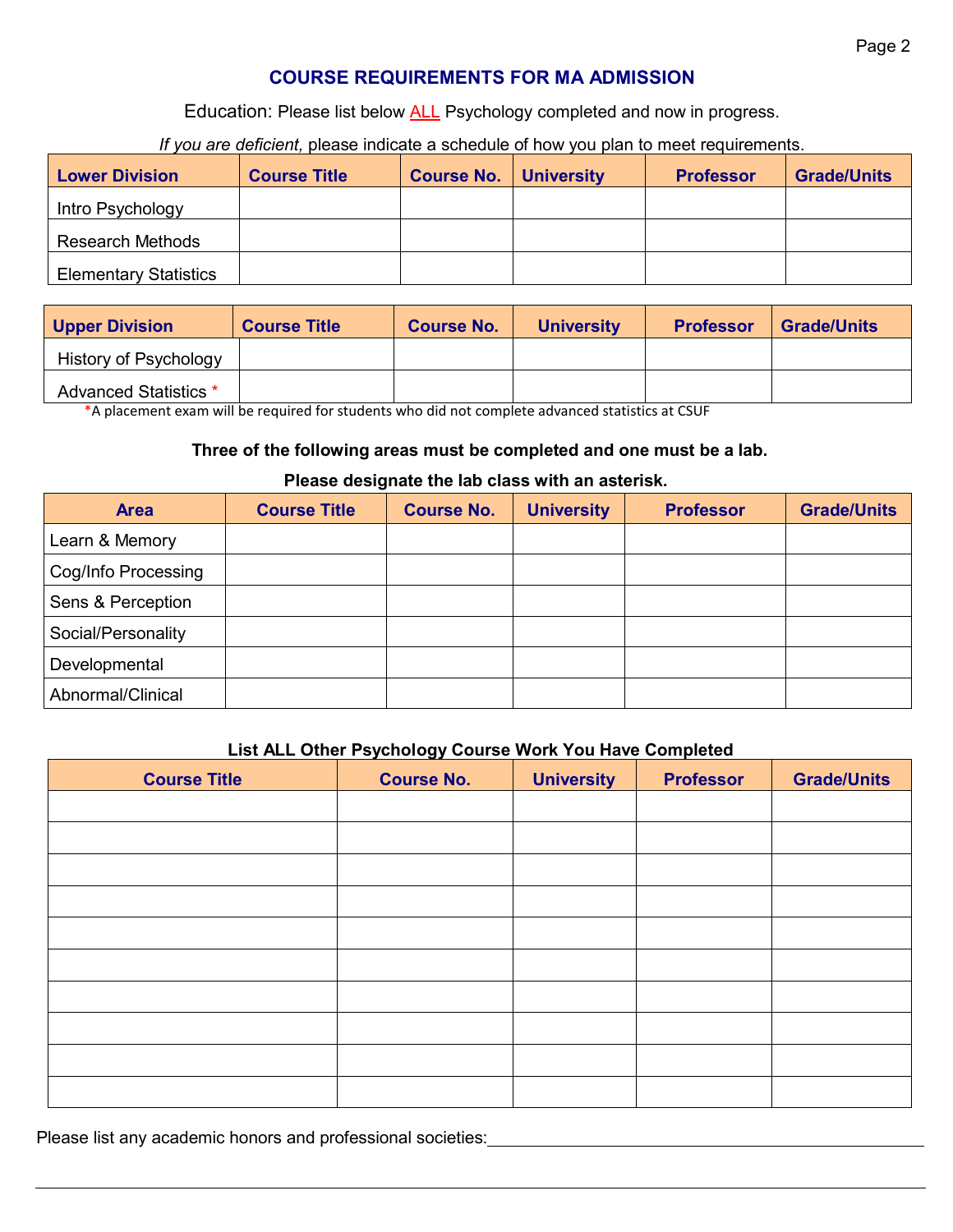## COURSE REQUIREMENTS FOR MA ADMISSION

Education: Please list below ALL Psychology completed and now in progress.

*If you are deficient,* please indicate a schedule of how you plan to meet requirements.

| Lower Division | Course Title | Course No. | University | Professor | Grade/Units |
|---|---|---|---|---|---|
| Intro Psychology | | | | | |
| Research Methods | | | | | |
| Elementary Statistics | | | | | |

| Upper Division | Course Title | Course No. | University | Professor | Grade/Units |
|---|---|---|---|---|---|
| History of Psychology | | | | | |
| Advanced Statistics * | | | | | |

*A placement exam will be required for students who did not complete advanced statistics at CSUF

**Three of the following areas must be completed and one must be a lab.**

**Please designate the lab class with an asterisk.**

| Area | Course Title | Course No. | University | Professor | Grade/Units |
|---|---|---|---|---|---|
| Learn & Memory | | | | | |
| Cog/Info Processing | | | | | |
| Sens & Perception | | | | | |
| Social/Personality | | | | | |
| Developmental | | | | | |
| Abnormal/Clinical | | | | | |

**List ALL Other Psychology Course Work You Have Completed**

| Course Title | Course No. | University | Professor | Grade/Units |
|---|---|---|---|---|
| | | | | |
| | | | | |
| | | | | |
| | | | | |
| | | | | |
| | | | | |
| | | | | |
| | | | | |
| | | | | |
| | | | | |

Please list any academic honors and professional societies:\_\_\_\_\_\_\_\_\_\_\_\_\_\_\_\_\_\_\_\_\_\_\_\_\_\_\_\_\_\_\_\_\_\_\_\_\_\_\_\_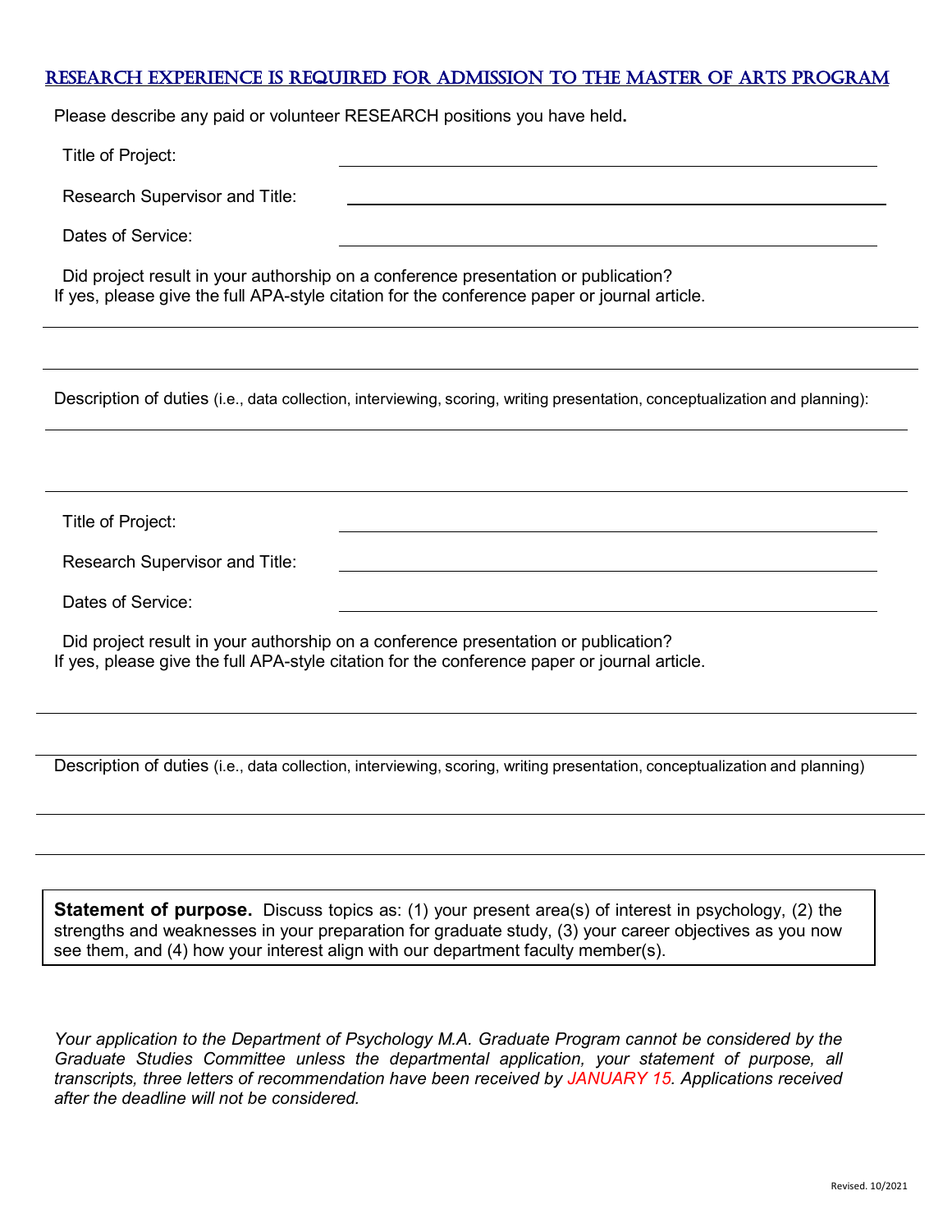## RESEARCH EXPERIENCE IS REQUIRED FOR ADMISSION TO THE MASTER OF ARTS PROGRAM

Please describe any paid or volunteer RESEARCH positions you have held.

Title of Project: ______________________________

Research Supervisor and Title: ______________________________

Dates of Service: ______________________________

Did project result in your authorship on a conference presentation or publication?
If yes, please give the full APA-style citation for the conference paper or journal article.

______________________________

______________________________

Description of duties (i.e., data collection, interviewing, scoring, writing presentation, conceptualization and planning):

______________________________

______________________________

Title of Project: ______________________________

Research Supervisor and Title: ______________________________

Dates of Service: ______________________________

Did project result in your authorship on a conference presentation or publication?
If yes, please give the full APA-style citation for the conference paper or journal article.

______________________________

______________________________

Description of duties (i.e., data collection, interviewing, scoring, writing presentation, conceptualization and planning)

______________________________

______________________________

**Statement of purpose.** Discuss topics as: (1) your present area(s) of interest in psychology, (2) the strengths and weaknesses in your preparation for graduate study, (3) your career objectives as you now see them, and (4) how your interest align with our department faculty member(s).

*Your application to the Department of Psychology M.A. Graduate Program cannot be considered by the Graduate Studies Committee unless the departmental application, your statement of purpose, all transcripts, three letters of recommendation have been received by JANUARY 15. Applications received after the deadline will not be considered.*

Revised. 10/2021